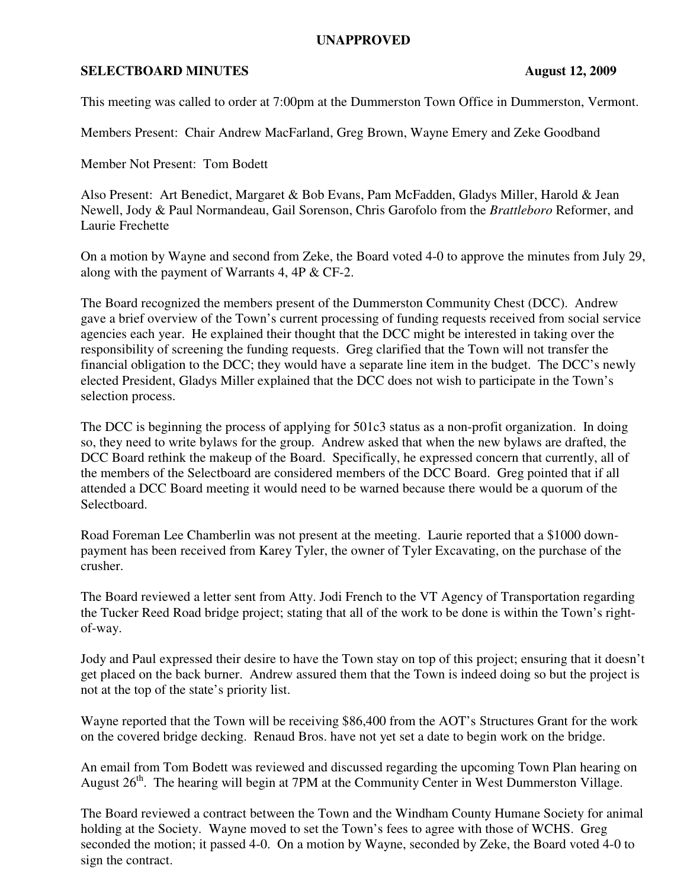**UNAPPROVED**

**SELECTBOARD MINUTES** **August 12, 2009**

This meeting was called to order at 7:00pm at the Dummerston Town Office in Dummerston, Vermont.

Members Present: Chair Andrew MacFarland, Greg Brown, Wayne Emery and Zeke Goodband

Member Not Present: Tom Bodett

Also Present: Art Benedict, Margaret & Bob Evans, Pam McFadden, Gladys Miller, Harold & Jean Newell, Jody & Paul Normandeau, Gail Sorenson, Chris Garofolo from the *Brattleboro* Reformer, and Laurie Frechette

On a motion by Wayne and second from Zeke, the Board voted 4-0 to approve the minutes from July 29, along with the payment of Warrants 4, 4P & CF-2.

The Board recognized the members present of the Dummerston Community Chest (DCC). Andrew gave a brief overview of the Town's current processing of funding requests received from social service agencies each year. He explained their thought that the DCC might be interested in taking over the responsibility of screening the funding requests. Greg clarified that the Town will not transfer the financial obligation to the DCC; they would have a separate line item in the budget. The DCC's newly elected President, Gladys Miller explained that the DCC does not wish to participate in the Town's selection process.

The DCC is beginning the process of applying for 501c3 status as a non-profit organization. In doing so, they need to write bylaws for the group. Andrew asked that when the new bylaws are drafted, the DCC Board rethink the makeup of the Board. Specifically, he expressed concern that currently, all of the members of the Selectboard are considered members of the DCC Board. Greg pointed that if all attended a DCC Board meeting it would need to be warned because there would be a quorum of the Selectboard.

Road Foreman Lee Chamberlin was not present at the meeting. Laurie reported that a $1000 down-payment has been received from Karey Tyler, the owner of Tyler Excavating, on the purchase of the crusher.

The Board reviewed a letter sent from Atty. Jodi French to the VT Agency of Transportation regarding the Tucker Reed Road bridge project; stating that all of the work to be done is within the Town's right-of-way.

Jody and Paul expressed their desire to have the Town stay on top of this project; ensuring that it doesn't get placed on the back burner. Andrew assured them that the Town is indeed doing so but the project is not at the top of the state's priority list.

Wayne reported that the Town will be receiving $86,400 from the AOT's Structures Grant for the work on the covered bridge decking. Renaud Bros. have not yet set a date to begin work on the bridge.

An email from Tom Bodett was reviewed and discussed regarding the upcoming Town Plan hearing on August 26th. The hearing will begin at 7PM at the Community Center in West Dummerston Village.

The Board reviewed a contract between the Town and the Windham County Humane Society for animal holding at the Society. Wayne moved to set the Town's fees to agree with those of WCHS. Greg seconded the motion; it passed 4-0. On a motion by Wayne, seconded by Zeke, the Board voted 4-0 to sign the contract.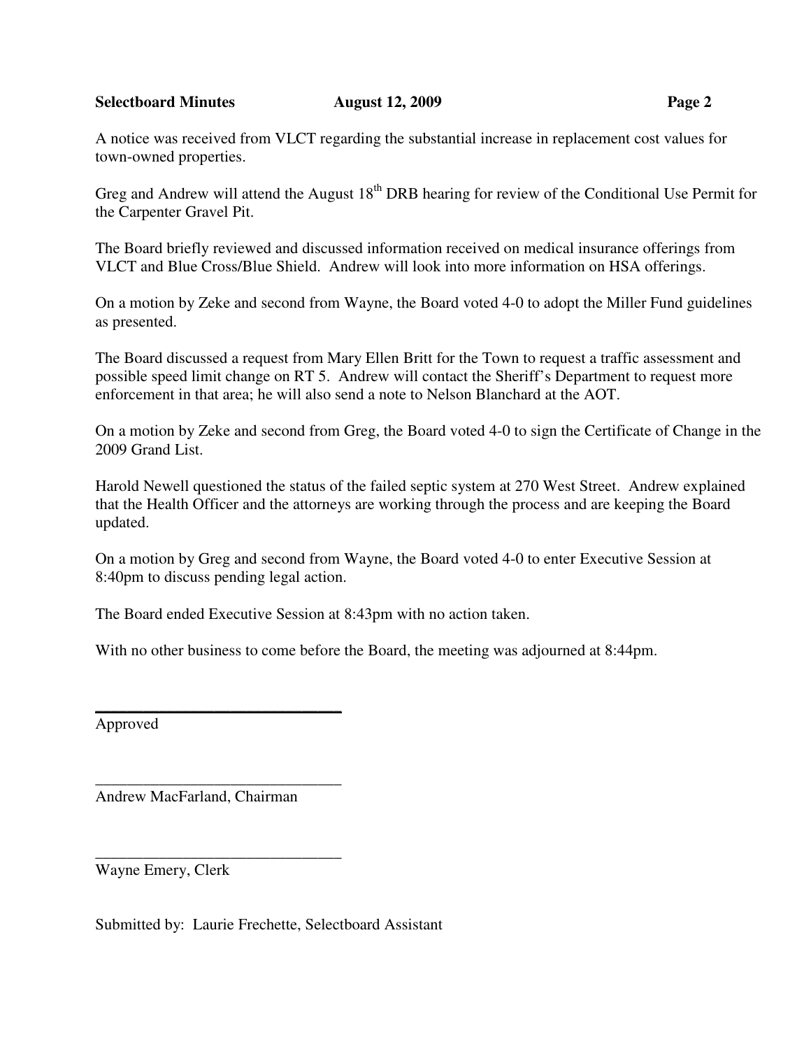A notice was received from VLCT regarding the substantial increase in replacement cost values for town-owned properties.

Greg and Andrew will attend the August 18th DRB hearing for review of the Conditional Use Permit for the Carpenter Gravel Pit.

The Board briefly reviewed and discussed information received on medical insurance offerings from VLCT and Blue Cross/Blue Shield. Andrew will look into more information on HSA offerings.

On a motion by Zeke and second from Wayne, the Board voted 4-0 to adopt the Miller Fund guidelines as presented.

The Board discussed a request from Mary Ellen Britt for the Town to request a traffic assessment and possible speed limit change on RT 5. Andrew will contact the Sheriff's Department to request more enforcement in that area; he will also send a note to Nelson Blanchard at the AOT.

On a motion by Zeke and second from Greg, the Board voted 4-0 to sign the Certificate of Change in the 2009 Grand List.

Harold Newell questioned the status of the failed septic system at 270 West Street. Andrew explained that the Health Officer and the attorneys are working through the process and are keeping the Board updated.

On a motion by Greg and second from Wayne, the Board voted 4-0 to enter Executive Session at 8:40pm to discuss pending legal action.

The Board ended Executive Session at 8:43pm with no action taken.

With no other business to come before the Board, the meeting was adjourned at 8:44pm.

_______________________________
Approved

_______________________________
Andrew MacFarland, Chairman

_______________________________
Wayne Emery, Clerk

Submitted by: Laurie Frechette, Selectboard Assistant